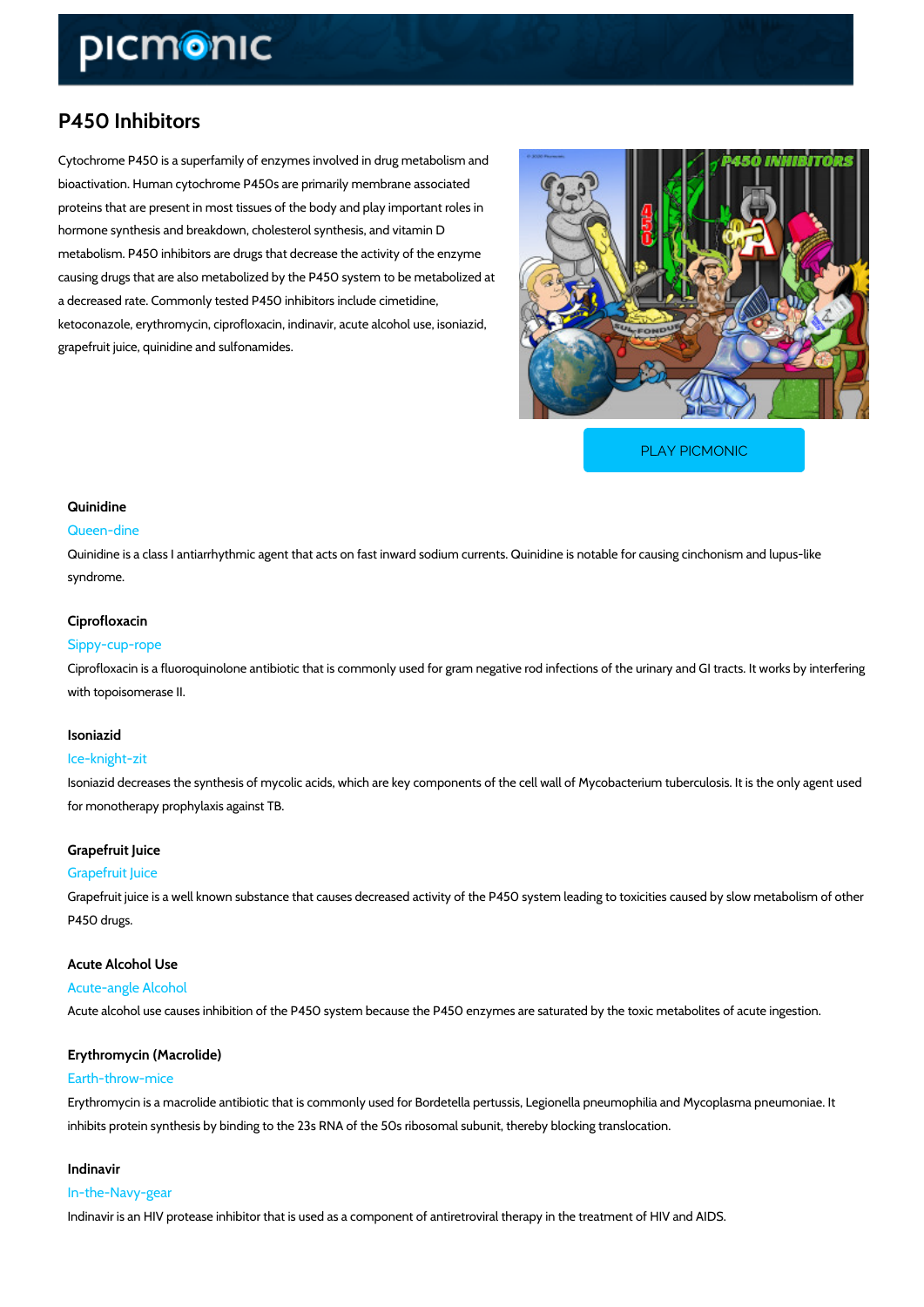# P450 Inhibitors

Cytochrome P450 is a superfamily of enzymes involved in drug metabolism and bioactivation. Human cytochrome P450s are primarily membrane associated proteins that are present in most tissues of the body and play important roles in hormone synthesis and breakdown, cholesterol synthesis, and vitamin D metabolism. P450 inhibitors are drugs that decrease the activity of the enzyme causing drugs that are also metabolized by the P450 system to be metabolized at a decreased rate. Commonly tested P450 inhibitors include cimetidine, ketoconazole, erythromycin, ciprofloxacin, indinavir, acute alcohol use, isoniazid, grapefruit juice, quinidine and sulfonamides.

PLAY PICMONIC

### Quinidine

Queen-dine

Quinidine is a class I antiarrhythmic agent that acts on fast inward sodium currents. Quinidine is notable for causing cinchonism and lupus-like syndrome.

### Ciprofloxacin

Sippy-cup-rope

Ciprofloxacin is a fluoroquinolone antibiotic that is commonly used for gram negative rod infections of the urinary and GI tracts. It works by interfering with topoisomerase II.

### Isoniazid

Ice-knight-zit

Isoniazid decreases the synthesis of mycolic acids, which are key components of the cell wall of Mycobacterium tuberculosis. It is the only agent used for monotherapy prophylaxis against TB.

### Grapefruit Juice

Grapefruit Juice

Grapefruit juice is a well known substance that causes decreased activity of the P450 system leading to toxicities caused by slow metabolism of other P450 drugs.

### Acute Alcohol Use

Acute-angle Alcohol

Acute alcohol use causes inhibition of the P450 system because the P450 enzymes are saturated by the toxic metabolites of acute ingestion.

### Erythromycin (Macrolide)

Earth-throw-mice

Erythromycin is a macrolide antibiotic that is commonly used for Bordetella pertussis, Legionella pneumophilia and Mycoplasma pneumoniae. It inhibits protein synthesis by binding to the 23s RNA of the 50s ribosomal subunit, thereby blocking translocation.

### Indinavir

In-the-Navy-gear

Indinavir is an HIV protease inhibitor that is used as a component of antiretroviral therapy in the treatment of HIV and AIDS.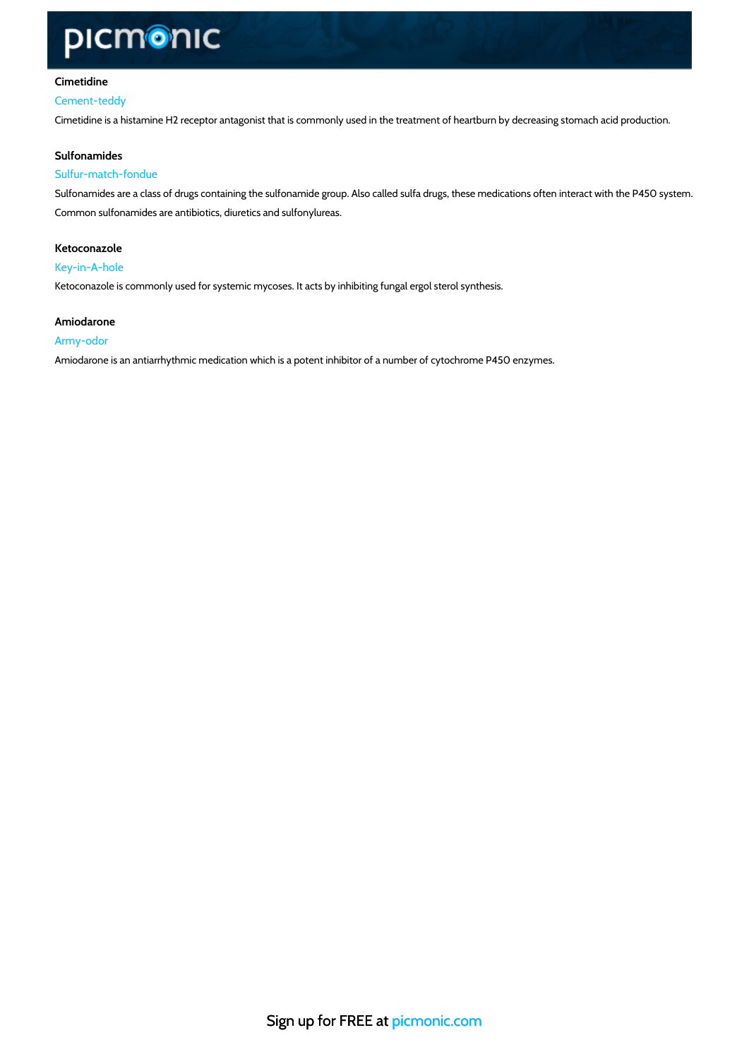**Cimetidine**

Cement-teddy

Cimetidine is a histamine H2 receptor antagonist that is commonly used in the treatment of heartburn by decreasing stomach acid production.

**Sulfonamides**

Sulfur-match-fondue

Sulfonamides are a class of drugs containing the sulfonamide group. Also called sulfa drugs, these medications often interact with the P450 system. Common sulfonamides are antibiotics, diuretics and sulfonylureas.

**Ketoconazole**

Key-in-A-hole

Ketoconazole is commonly used for systemic mycoses. It acts by inhibiting fungal ergol sterol synthesis.

**Amiodarone**

Army-odor

Amiodarone is an antiarrhythmic medication which is a potent inhibitor of a number of cytochrome P450 enzymes.